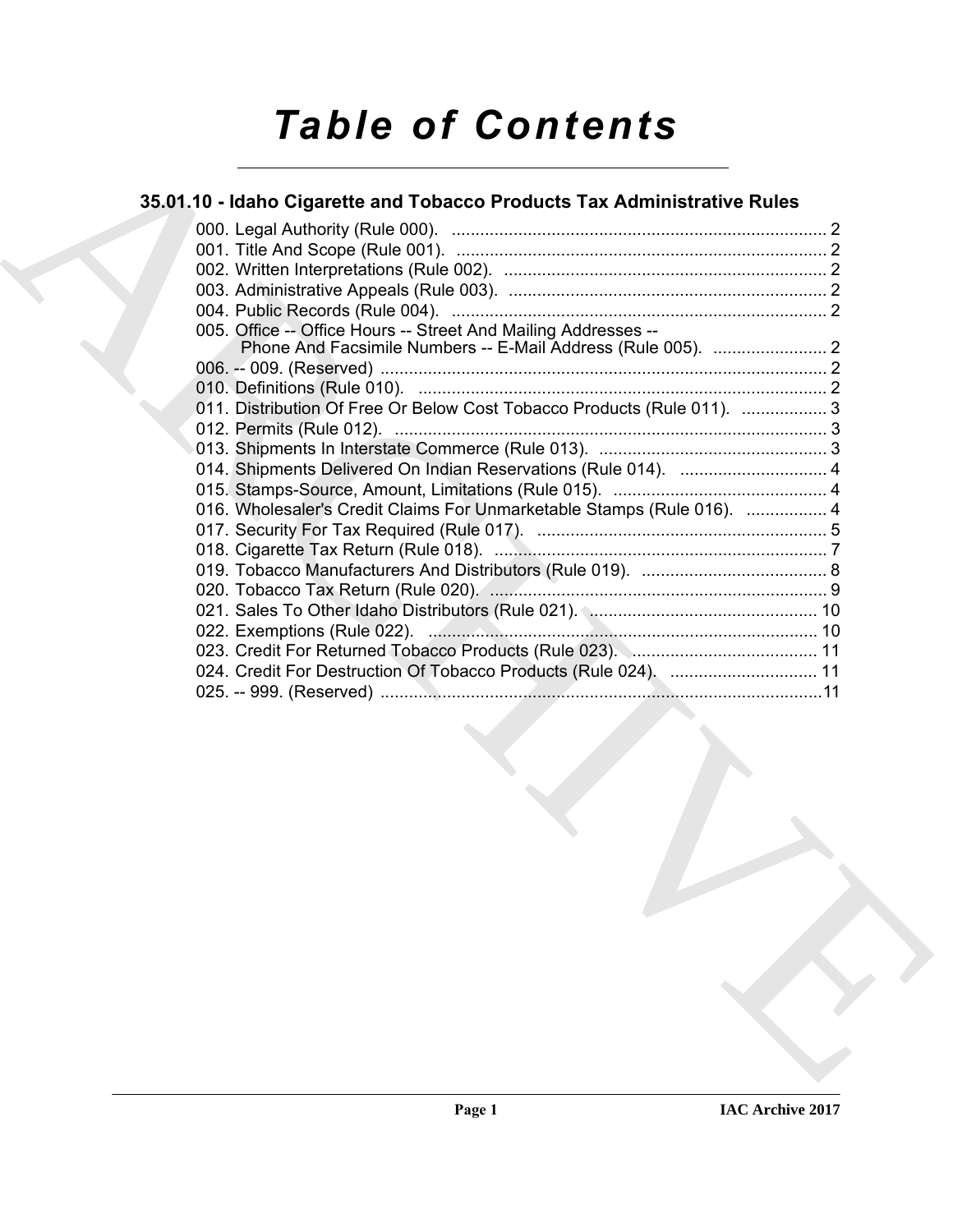# *Table of Contents*

## 35.01.10 - Idaho Cigarette and Tobacco Products Tax Administrative Rules

000. Legal Authority (Rule 000). ............................................................................... 2
001. Title And Scope (Rule 001). .............................................................................. 2
002. Written Interpretations (Rule 002). .................................................................... 2
003. Administrative Appeals (Rule 003). ................................................................... 2
004. Public Records (Rule 004). ............................................................................... 2
005. Office -- Office Hours -- Street And Mailing Addresses -- Phone And Facsimile Numbers -- E-Mail Address (Rule 005). ........................ 2
006. -- 009. (Reserved) .............................................................................................. 2
010. Definitions (Rule 010). ...................................................................................... 2
011. Distribution Of Free Or Below Cost Tobacco Products (Rule 011). .................. 3
012. Permits (Rule 012). ........................................................................................... 3
013. Shipments In Interstate Commerce (Rule 013). ................................................ 3
014. Shipments Delivered On Indian Reservations (Rule 014). ............................... 4
015. Stamps-Source, Amount, Limitations (Rule 015). ............................................. 4
016. Wholesaler's Credit Claims For Unmarketable Stamps (Rule 016). ................. 4
017. Security For Tax Required (Rule 017). ............................................................. 5
018. Cigarette Tax Return (Rule 018). ...................................................................... 7
019. Tobacco Manufacturers And Distributors (Rule 019). ....................................... 8
020. Tobacco Tax Return (Rule 020). ....................................................................... 9
021. Sales To Other Idaho Distributors (Rule 021). ................................................ 10
022. Exemptions (Rule 022). ................................................................................. 10
023. Credit For Returned Tobacco Products (Rule 023). ....................................... 11
024. Credit For Destruction Of Tobacco Products (Rule 024). ............................... 11
025. -- 999. (Reserved) ...........................................................................................11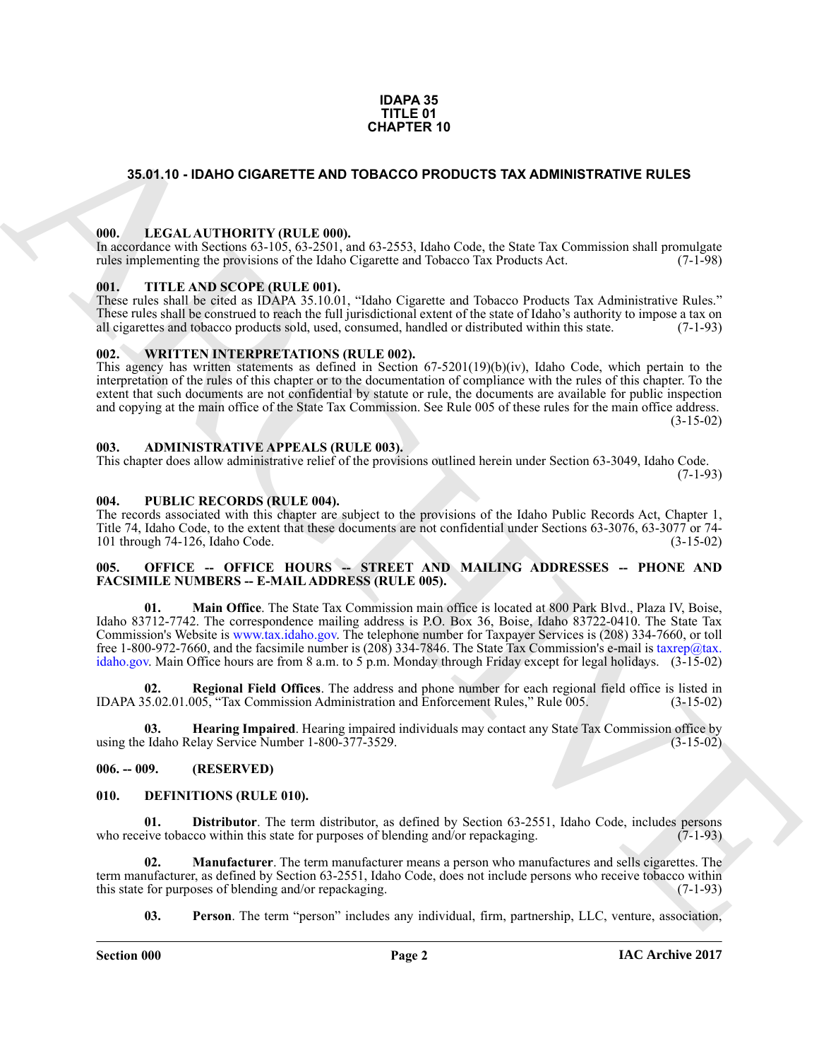# IDAPA 35
# TITLE 01
# CHAPTER 10

## 35.01.10 - IDAHO CIGARETTE AND TOBACCO PRODUCTS TAX ADMINISTRATIVE RULES

### 000. LEGAL AUTHORITY (RULE 000).

In accordance with Sections 63-105, 63-2501, and 63-2553, Idaho Code, the State Tax Commission shall promulgate rules implementing the provisions of the Idaho Cigarette and Tobacco Tax Products Act. (7-1-98)

### 001. TITLE AND SCOPE (RULE 001).

These rules shall be cited as IDAPA 35.10.01, "Idaho Cigarette and Tobacco Products Tax Administrative Rules." These rules shall be construed to reach the full jurisdictional extent of the state of Idaho's authority to impose a tax on all cigarettes and tobacco products sold, used, consumed, handled or distributed within this state. (7-1-93)

### 002. WRITTEN INTERPRETATIONS (RULE 002).

This agency has written statements as defined in Section 67-5201(19)(b)(iv), Idaho Code, which pertain to the interpretation of the rules of this chapter or to the documentation of compliance with the rules of this chapter. To the extent that such documents are not confidential by statute or rule, the documents are available for public inspection and copying at the main office of the State Tax Commission. See Rule 005 of these rules for the main office address. (3-15-02)

### 003. ADMINISTRATIVE APPEALS (RULE 003).

This chapter does allow administrative relief of the provisions outlined herein under Section 63-3049, Idaho Code. (7-1-93)

### 004. PUBLIC RECORDS (RULE 004).

The records associated with this chapter are subject to the provisions of the Idaho Public Records Act, Chapter 1, Title 74, Idaho Code, to the extent that these documents are not confidential under Sections 63-3076, 63-3077 or 74-101 through 74-126, Idaho Code. (3-15-02)

### 005. OFFICE -- OFFICE HOURS -- STREET AND MAILING ADDRESSES -- PHONE AND FACSIMILE NUMBERS -- E-MAIL ADDRESS (RULE 005).

**01. Main Office**. The State Tax Commission main office is located at 800 Park Blvd., Plaza IV, Boise, Idaho 83712-7742. The correspondence mailing address is P.O. Box 36, Boise, Idaho 83722-0410. The State Tax Commission's Website is www.tax.idaho.gov. The telephone number for Taxpayer Services is (208) 334-7660, or toll free 1-800-972-7660, and the facsimile number is (208) 334-7846. The State Tax Commission's e-mail is taxrep@tax.idaho.gov. Main Office hours are from 8 a.m. to 5 p.m. Monday through Friday except for legal holidays. (3-15-02)

**02. Regional Field Offices**. The address and phone number for each regional field office is listed in IDAPA 35.02.01.005, "Tax Commission Administration and Enforcement Rules," Rule 005. (3-15-02)

**03. Hearing Impaired**. Hearing impaired individuals may contact any State Tax Commission office by using the Idaho Relay Service Number 1-800-377-3529. (3-15-02)

### 006. -- 009. (RESERVED)

### 010. DEFINITIONS (RULE 010).

**01. Distributor**. The term distributor, as defined by Section 63-2551, Idaho Code, includes persons who receive tobacco within this state for purposes of blending and/or repackaging. (7-1-93)

**02. Manufacturer**. The term manufacturer means a person who manufactures and sells cigarettes. The term manufacturer, as defined by Section 63-2551, Idaho Code, does not include persons who receive tobacco within this state for purposes of blending and/or repackaging. (7-1-93)

**03. Person**. The term "person" includes any individual, firm, partnership, LLC, venture, association,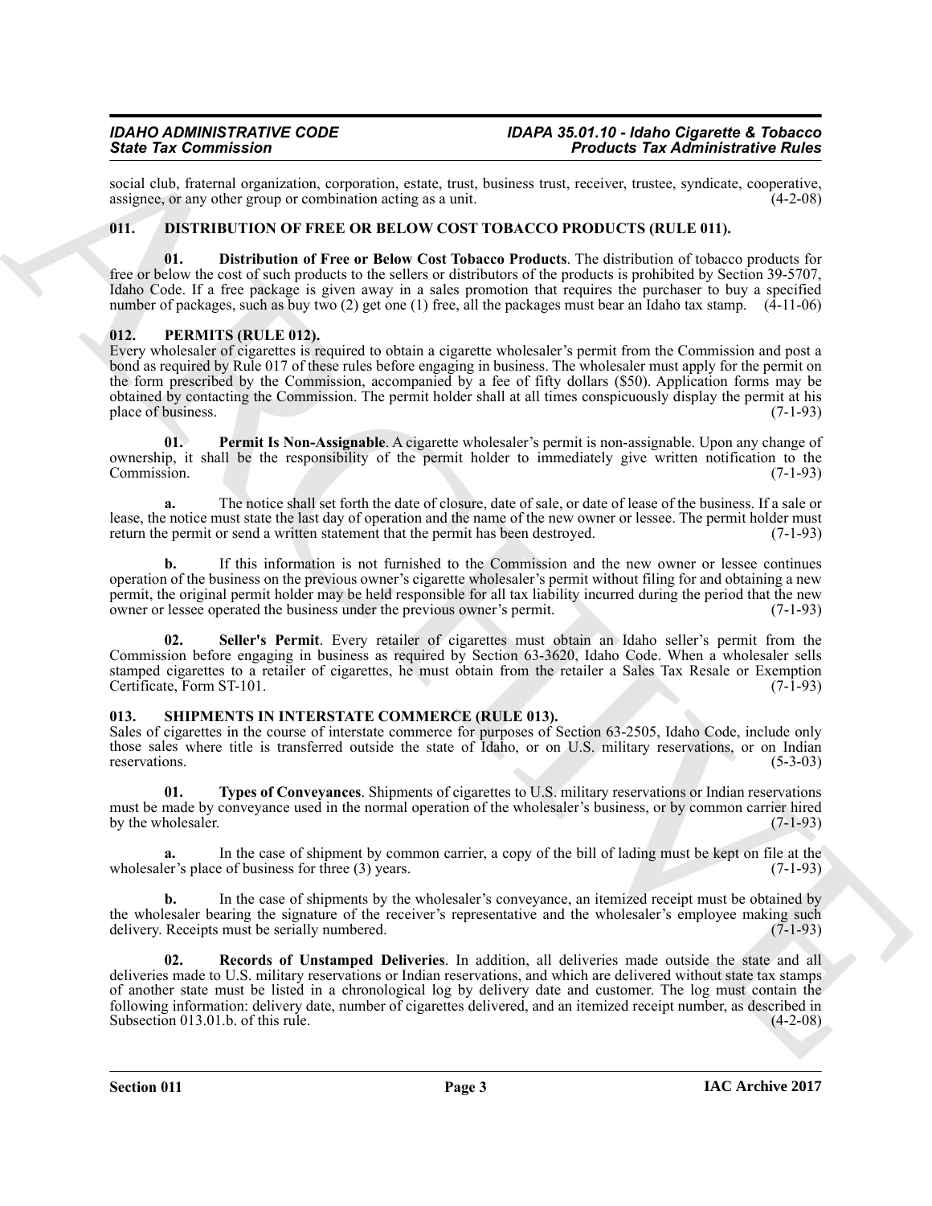social club, fraternal organization, corporation, estate, trust, business trust, receiver, trustee, syndicate, cooperative, assignee, or any other group or combination acting as a unit. (4-2-08)

## 011. DISTRIBUTION OF FREE OR BELOW COST TOBACCO PRODUCTS (RULE 011).

**01. Distribution of Free or Below Cost Tobacco Products**. The distribution of tobacco products for free or below the cost of such products to the sellers or distributors of the products is prohibited by Section 39-5707, Idaho Code. If a free package is given away in a sales promotion that requires the purchaser to buy a specified number of packages, such as buy two (2) get one (1) free, all the packages must bear an Idaho tax stamp. (4-11-06)

## 012. PERMITS (RULE 012).

Every wholesaler of cigarettes is required to obtain a cigarette wholesaler's permit from the Commission and post a bond as required by Rule 017 of these rules before engaging in business. The wholesaler must apply for the permit on the form prescribed by the Commission, accompanied by a fee of fifty dollars ($50). Application forms may be obtained by contacting the Commission. The permit holder shall at all times conspicuously display the permit at his place of business. (7-1-93)

**01. Permit Is Non-Assignable**. A cigarette wholesaler's permit is non-assignable. Upon any change of ownership, it shall be the responsibility of the permit holder to immediately give written notification to the Commission. (7-1-93)

**a.** The notice shall set forth the date of closure, date of sale, or date of lease of the business. If a sale or lease, the notice must state the last day of operation and the name of the new owner or lessee. The permit holder must return the permit or send a written statement that the permit has been destroyed. (7-1-93)

**b.** If this information is not furnished to the Commission and the new owner or lessee continues operation of the business on the previous owner's cigarette wholesaler's permit without filing for and obtaining a new permit, the original permit holder may be held responsible for all tax liability incurred during the period that the new owner or lessee operated the business under the previous owner's permit. (7-1-93)

**02. Seller's Permit**. Every retailer of cigarettes must obtain an Idaho seller's permit from the Commission before engaging in business as required by Section 63-3620, Idaho Code. When a wholesaler sells stamped cigarettes to a retailer of cigarettes, he must obtain from the retailer a Sales Tax Resale or Exemption Certificate, Form ST-101. (7-1-93)

## 013. SHIPMENTS IN INTERSTATE COMMERCE (RULE 013).

Sales of cigarettes in the course of interstate commerce for purposes of Section 63-2505, Idaho Code, include only those sales where title is transferred outside the state of Idaho, or on U.S. military reservations, or on Indian reservations. (5-3-03)

**01. Types of Conveyances**. Shipments of cigarettes to U.S. military reservations or Indian reservations must be made by conveyance used in the normal operation of the wholesaler's business, or by common carrier hired by the wholesaler. (7-1-93)

**a.** In the case of shipment by common carrier, a copy of the bill of lading must be kept on file at the wholesaler's place of business for three (3) years. (7-1-93)

**b.** In the case of shipments by the wholesaler's conveyance, an itemized receipt must be obtained by the wholesaler bearing the signature of the receiver's representative and the wholesaler's employee making such delivery. Receipts must be serially numbered. (7-1-93)

**02. Records of Unstamped Deliveries**. In addition, all deliveries made outside the state and all deliveries made to U.S. military reservations or Indian reservations, and which are delivered without state tax stamps of another state must be listed in a chronological log by delivery date and customer. The log must contain the following information: delivery date, number of cigarettes delivered, and an itemized receipt number, as described in Subsection 013.01.b. of this rule. (4-2-08)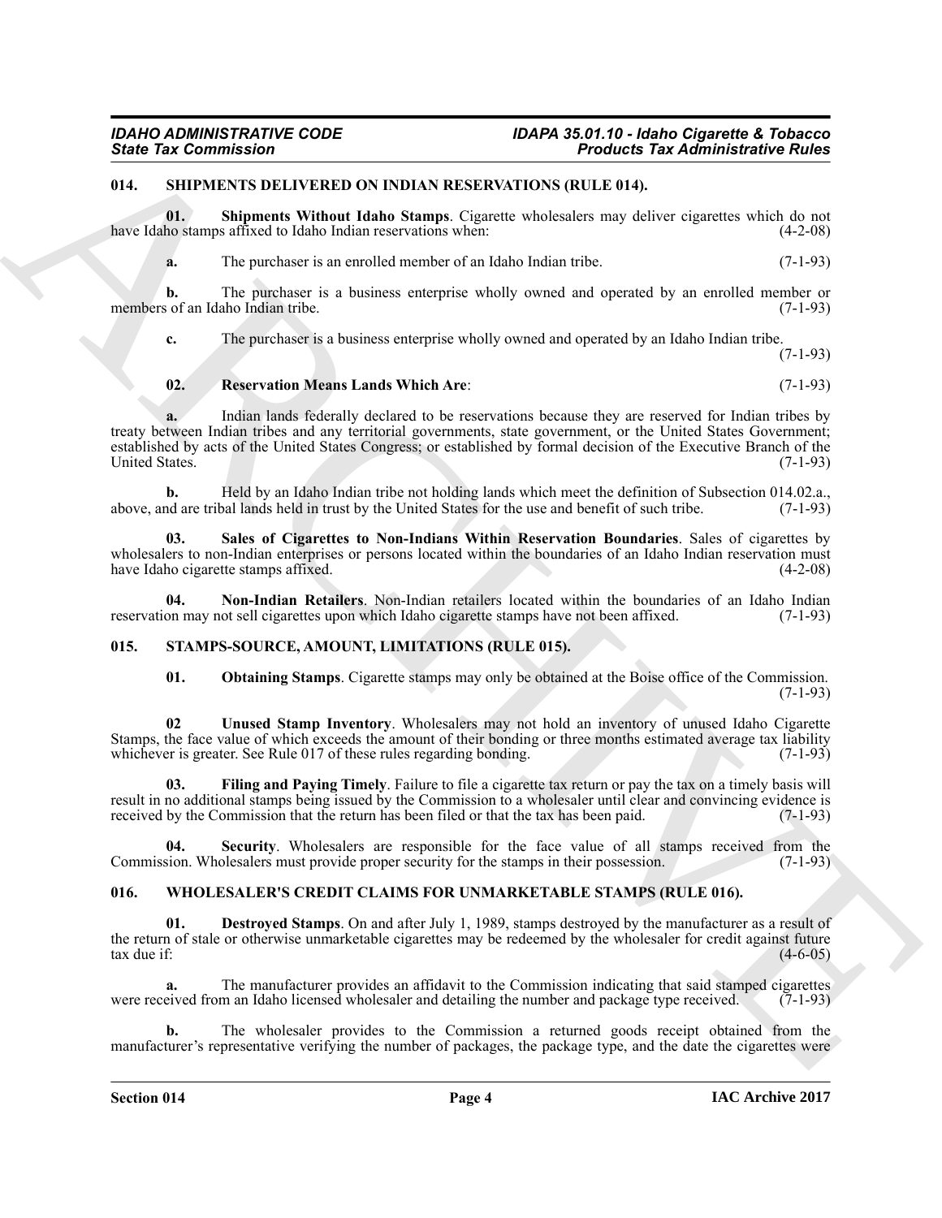### 014. SHIPMENTS DELIVERED ON INDIAN RESERVATIONS (RULE 014).

**01. Shipments Without Idaho Stamps**. Cigarette wholesalers may deliver cigarettes which do not have Idaho stamps affixed to Idaho Indian reservations when: (4-2-08)

**a.** The purchaser is an enrolled member of an Idaho Indian tribe. (7-1-93)

**b.** The purchaser is a business enterprise wholly owned and operated by an enrolled member or members of an Idaho Indian tribe. (7-1-93)

**c.** The purchaser is a business enterprise wholly owned and operated by an Idaho Indian tribe. (7-1-93)

**02. Reservation Means Lands Which Are**: (7-1-93)

**a.** Indian lands federally declared to be reservations because they are reserved for Indian tribes by treaty between Indian tribes and any territorial governments, state government, or the United States Government; established by acts of the United States Congress; or established by formal decision of the Executive Branch of the United States. (7-1-93)

**b.** Held by an Idaho Indian tribe not holding lands which meet the definition of Subsection 014.02.a., above, and are tribal lands held in trust by the United States for the use and benefit of such tribe. (7-1-93)

**03. Sales of Cigarettes to Non-Indians Within Reservation Boundaries**. Sales of cigarettes by wholesalers to non-Indian enterprises or persons located within the boundaries of an Idaho Indian reservation must have Idaho cigarette stamps affixed. (4-2-08)

**04. Non-Indian Retailers**. Non-Indian retailers located within the boundaries of an Idaho Indian reservation may not sell cigarettes upon which Idaho cigarette stamps have not been affixed. (7-1-93)

### 015. STAMPS-SOURCE, AMOUNT, LIMITATIONS (RULE 015).

**01. Obtaining Stamps**. Cigarette stamps may only be obtained at the Boise office of the Commission. (7-1-93)

**02 Unused Stamp Inventory**. Wholesalers may not hold an inventory of unused Idaho Cigarette Stamps, the face value of which exceeds the amount of their bonding or three months estimated average tax liability whichever is greater. See Rule 017 of these rules regarding bonding. (7-1-93)

**03. Filing and Paying Timely**. Failure to file a cigarette tax return or pay the tax on a timely basis will result in no additional stamps being issued by the Commission to a wholesaler until clear and convincing evidence is received by the Commission that the return has been filed or that the tax has been paid. (7-1-93)

**04. Security**. Wholesalers are responsible for the face value of all stamps received from the Commission. Wholesalers must provide proper security for the stamps in their possession. (7-1-93)

### 016. WHOLESALER'S CREDIT CLAIMS FOR UNMARKETABLE STAMPS (RULE 016).

**01. Destroyed Stamps**. On and after July 1, 1989, stamps destroyed by the manufacturer as a result of the return of stale or otherwise unmarketable cigarettes may be redeemed by the wholesaler for credit against future tax due if: (4-6-05)

**a.** The manufacturer provides an affidavit to the Commission indicating that said stamped cigarettes were received from an Idaho licensed wholesaler and detailing the number and package type received. (7-1-93)

**b.** The wholesaler provides to the Commission a returned goods receipt obtained from the manufacturer's representative verifying the number of packages, the package type, and the date the cigarettes were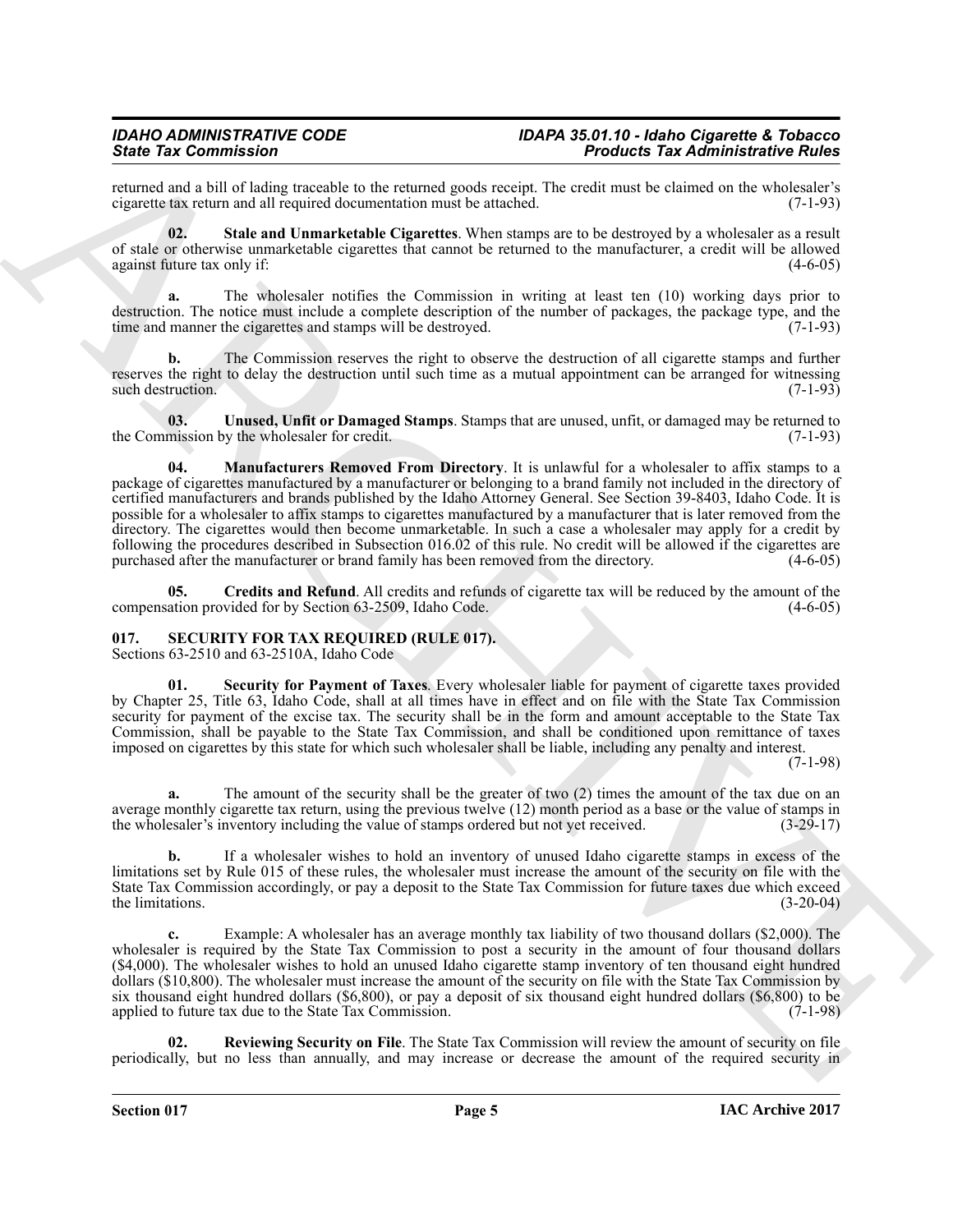returned and a bill of lading traceable to the returned goods receipt. The credit must be claimed on the wholesaler's cigarette tax return and all required documentation must be attached. (7-1-93)

**02. Stale and Unmarketable Cigarettes**. When stamps are to be destroyed by a wholesaler as a result of stale or otherwise unmarketable cigarettes that cannot be returned to the manufacturer, a credit will be allowed against future tax only if: (4-6-05)

**a.** The wholesaler notifies the Commission in writing at least ten (10) working days prior to destruction. The notice must include a complete description of the number of packages, the package type, and the time and manner the cigarettes and stamps will be destroyed. (7-1-93)

**b.** The Commission reserves the right to observe the destruction of all cigarette stamps and further reserves the right to delay the destruction until such time as a mutual appointment can be arranged for witnessing such destruction. (7-1-93)

**03. Unused, Unfit or Damaged Stamps**. Stamps that are unused, unfit, or damaged may be returned to the Commission by the wholesaler for credit. (7-1-93)

**04. Manufacturers Removed From Directory**. It is unlawful for a wholesaler to affix stamps to a package of cigarettes manufactured by a manufacturer or belonging to a brand family not included in the directory of certified manufacturers and brands published by the Idaho Attorney General. See Section 39-8403, Idaho Code. It is possible for a wholesaler to affix stamps to cigarettes manufactured by a manufacturer that is later removed from the directory. The cigarettes would then become unmarketable. In such a case a wholesaler may apply for a credit by following the procedures described in Subsection 016.02 of this rule. No credit will be allowed if the cigarettes are purchased after the manufacturer or brand family has been removed from the directory. (4-6-05)

**05. Credits and Refund**. All credits and refunds of cigarette tax will be reduced by the amount of the compensation provided for by Section 63-2509, Idaho Code. (4-6-05)

## 017. SECURITY FOR TAX REQUIRED (RULE 017).

Sections 63-2510 and 63-2510A, Idaho Code

**01. Security for Payment of Taxes**. Every wholesaler liable for payment of cigarette taxes provided by Chapter 25, Title 63, Idaho Code, shall at all times have in effect and on file with the State Tax Commission security for payment of the excise tax. The security shall be in the form and amount acceptable to the State Tax Commission, shall be payable to the State Tax Commission, and shall be conditioned upon remittance of taxes imposed on cigarettes by this state for which such wholesaler shall be liable, including any penalty and interest. (7-1-98)

**a.** The amount of the security shall be the greater of two (2) times the amount of the tax due on an average monthly cigarette tax return, using the previous twelve (12) month period as a base or the value of stamps in the wholesaler's inventory including the value of stamps ordered but not yet received. (3-29-17)

**b.** If a wholesaler wishes to hold an inventory of unused Idaho cigarette stamps in excess of the limitations set by Rule 015 of these rules, the wholesaler must increase the amount of the security on file with the State Tax Commission accordingly, or pay a deposit to the State Tax Commission for future taxes due which exceed the limitations. (3-20-04)

**c.** Example: A wholesaler has an average monthly tax liability of two thousand dollars ($2,000). The wholesaler is required by the State Tax Commission to post a security in the amount of four thousand dollars ($4,000). The wholesaler wishes to hold an unused Idaho cigarette stamp inventory of ten thousand eight hundred dollars ($10,800). The wholesaler must increase the amount of the security on file with the State Tax Commission by six thousand eight hundred dollars ($6,800), or pay a deposit of six thousand eight hundred dollars ($6,800) to be applied to future tax due to the State Tax Commission. (7-1-98)

**02. Reviewing Security on File**. The State Tax Commission will review the amount of security on file periodically, but no less than annually, and may increase or decrease the amount of the required security in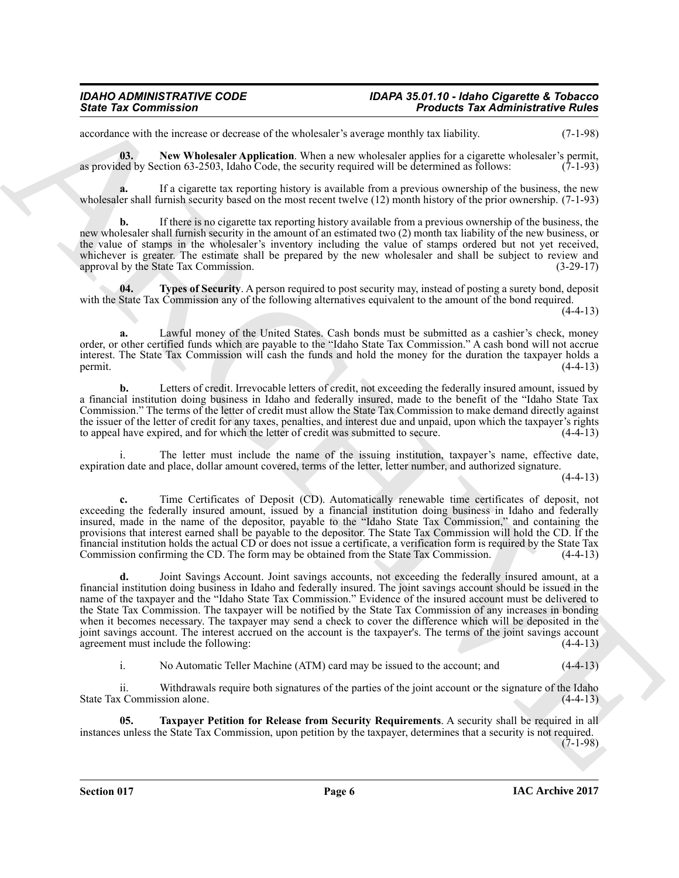accordance with the increase or decrease of the wholesaler's average monthly tax liability. (7-1-98)

**03. New Wholesaler Application**. When a new wholesaler applies for a cigarette wholesaler's permit, as provided by Section 63-2503, Idaho Code, the security required will be determined as follows: (7-1-93)

**a.** If a cigarette tax reporting history is available from a previous ownership of the business, the new wholesaler shall furnish security based on the most recent twelve (12) month history of the prior ownership. (7-1-93)

**b.** If there is no cigarette tax reporting history available from a previous ownership of the business, the new wholesaler shall furnish security in the amount of an estimated two (2) month tax liability of the new business, or the value of stamps in the wholesaler's inventory including the value of stamps ordered but not yet received, whichever is greater. The estimate shall be prepared by the new wholesaler and shall be subject to review and approval by the State Tax Commission. (3-29-17)

**04. Types of Security**. A person required to post security may, instead of posting a surety bond, deposit with the State Tax Commission any of the following alternatives equivalent to the amount of the bond required. (4-4-13)

**a.** Lawful money of the United States. Cash bonds must be submitted as a cashier's check, money order, or other certified funds which are payable to the "Idaho State Tax Commission." A cash bond will not accrue interest. The State Tax Commission will cash the funds and hold the money for the duration the taxpayer holds a permit. (4-4-13)

**b.** Letters of credit. Irrevocable letters of credit, not exceeding the federally insured amount, issued by a financial institution doing business in Idaho and federally insured, made to the benefit of the "Idaho State Tax Commission." The terms of the letter of credit must allow the State Tax Commission to make demand directly against the issuer of the letter of credit for any taxes, penalties, and interest due and unpaid, upon which the taxpayer's rights to appeal have expired, and for which the letter of credit was submitted to secure. (4-4-13)

i. The letter must include the name of the issuing institution, taxpayer's name, effective date, expiration date and place, dollar amount covered, terms of the letter, letter number, and authorized signature. (4-4-13)

**c.** Time Certificates of Deposit (CD). Automatically renewable time certificates of deposit, not exceeding the federally insured amount, issued by a financial institution doing business in Idaho and federally insured, made in the name of the depositor, payable to the "Idaho State Tax Commission," and containing the provisions that interest earned shall be payable to the depositor. The State Tax Commission will hold the CD. If the financial institution holds the actual CD or does not issue a certificate, a verification form is required by the State Tax Commission confirming the CD. The form may be obtained from the State Tax Commission. (4-4-13)

**d.** Joint Savings Account. Joint savings accounts, not exceeding the federally insured amount, at a financial institution doing business in Idaho and federally insured. The joint savings account should be issued in the name of the taxpayer and the "Idaho State Tax Commission." Evidence of the insured account must be delivered to the State Tax Commission. The taxpayer will be notified by the State Tax Commission of any increases in bonding when it becomes necessary. The taxpayer may send a check to cover the difference which will be deposited in the joint savings account. The interest accrued on the account is the taxpayer's. The terms of the joint savings account agreement must include the following: (4-4-13)

i. No Automatic Teller Machine (ATM) card may be issued to the account; and (4-4-13)

ii. Withdrawals require both signatures of the parties of the joint account or the signature of the Idaho State Tax Commission alone. (4-4-13)

**05. Taxpayer Petition for Release from Security Requirements**. A security shall be required in all instances unless the State Tax Commission, upon petition by the taxpayer, determines that a security is not required. (7-1-98)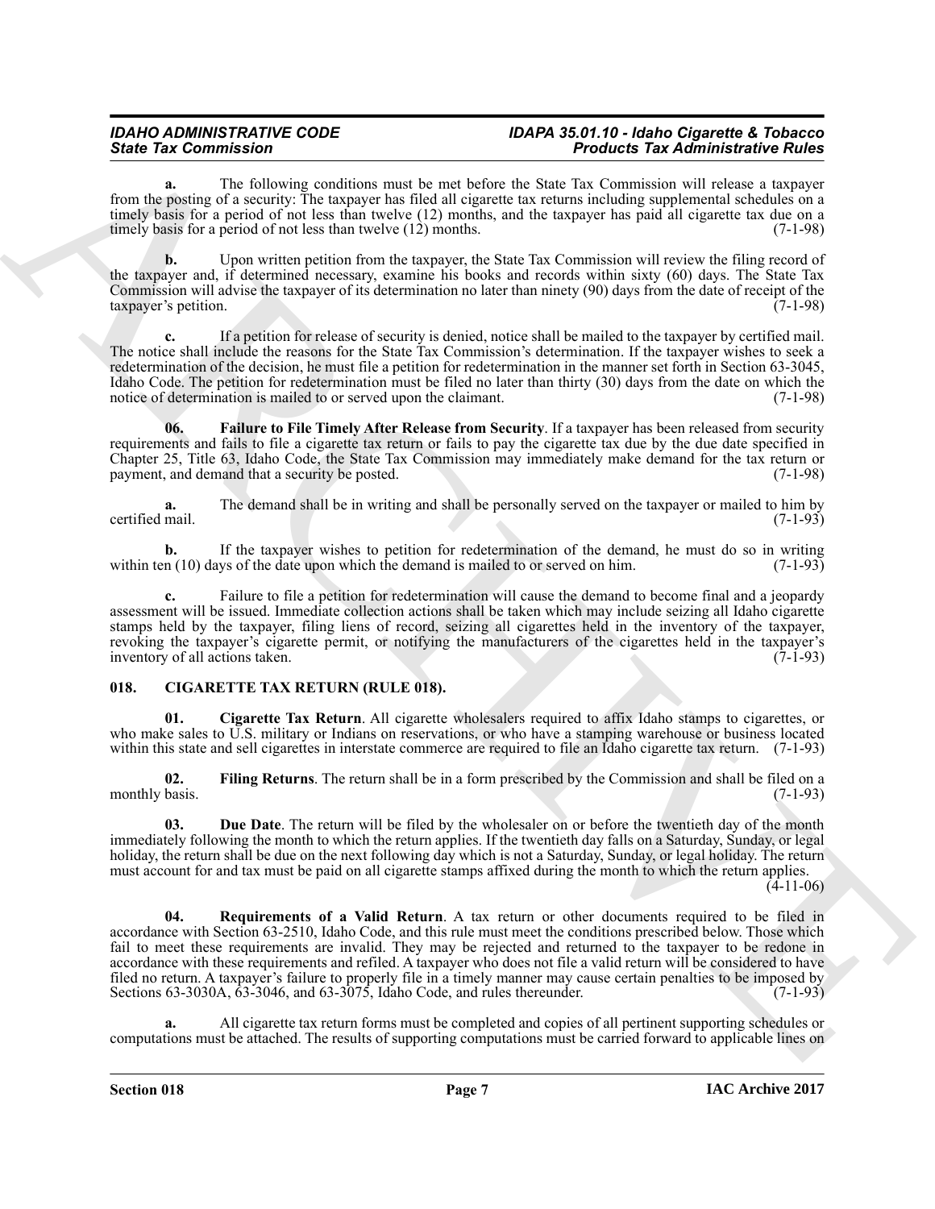**a.** The following conditions must be met before the State Tax Commission will release a taxpayer from the posting of a security: The taxpayer has filed all cigarette tax returns including supplemental schedules on a timely basis for a period of not less than twelve (12) months, and the taxpayer has paid all cigarette tax due on a timely basis for a period of not less than twelve (12) months. (7-1-98)

**b.** Upon written petition from the taxpayer, the State Tax Commission will review the filing record of the taxpayer and, if determined necessary, examine his books and records within sixty (60) days. The State Tax Commission will advise the taxpayer of its determination no later than ninety (90) days from the date of receipt of the taxpayer's petition. (7-1-98)

**c.** If a petition for release of security is denied, notice shall be mailed to the taxpayer by certified mail. The notice shall include the reasons for the State Tax Commission's determination. If the taxpayer wishes to seek a redetermination of the decision, he must file a petition for redetermination in the manner set forth in Section 63-3045, Idaho Code. The petition for redetermination must be filed no later than thirty (30) days from the date on which the notice of determination is mailed to or served upon the claimant. (7-1-98)

**06. Failure to File Timely After Release from Security**. If a taxpayer has been released from security requirements and fails to file a cigarette tax return or fails to pay the cigarette tax due by the due date specified in Chapter 25, Title 63, Idaho Code, the State Tax Commission may immediately make demand for the tax return or payment, and demand that a security be posted. (7-1-98)

**a.** The demand shall be in writing and shall be personally served on the taxpayer or mailed to him by certified mail. (7-1-93)

**b.** If the taxpayer wishes to petition for redetermination of the demand, he must do so in writing within ten (10) days of the date upon which the demand is mailed to or served on him. (7-1-93)

**c.** Failure to file a petition for redetermination will cause the demand to become final and a jeopardy assessment will be issued. Immediate collection actions shall be taken which may include seizing all Idaho cigarette stamps held by the taxpayer, filing liens of record, seizing all cigarettes held in the inventory of the taxpayer, revoking the taxpayer's cigarette permit, or notifying the manufacturers of the cigarettes held in the taxpayer's inventory of all actions taken. (7-1-93)

## 018. CIGARETTE TAX RETURN (RULE 018).

**01. Cigarette Tax Return**. All cigarette wholesalers required to affix Idaho stamps to cigarettes, or who make sales to U.S. military or Indians on reservations, or who have a stamping warehouse or business located within this state and sell cigarettes in interstate commerce are required to file an Idaho cigarette tax return. (7-1-93)

**02. Filing Returns**. The return shall be in a form prescribed by the Commission and shall be filed on a monthly basis. (7-1-93)

**03. Due Date**. The return will be filed by the wholesaler on or before the twentieth day of the month immediately following the month to which the return applies. If the twentieth day falls on a Saturday, Sunday, or legal holiday, the return shall be due on the next following day which is not a Saturday, Sunday, or legal holiday. The return must account for and tax must be paid on all cigarette stamps affixed during the month to which the return applies. (4-11-06)

**04. Requirements of a Valid Return**. A tax return or other documents required to be filed in accordance with Section 63-2510, Idaho Code, and this rule must meet the conditions prescribed below. Those which fail to meet these requirements are invalid. They may be rejected and returned to the taxpayer to be redone in accordance with these requirements and refiled. A taxpayer who does not file a valid return will be considered to have filed no return. A taxpayer's failure to properly file in a timely manner may cause certain penalties to be imposed by Sections 63-3030A, 63-3046, and 63-3075, Idaho Code, and rules thereunder. (7-1-93)

**a.** All cigarette tax return forms must be completed and copies of all pertinent supporting schedules or computations must be attached. The results of supporting computations must be carried forward to applicable lines on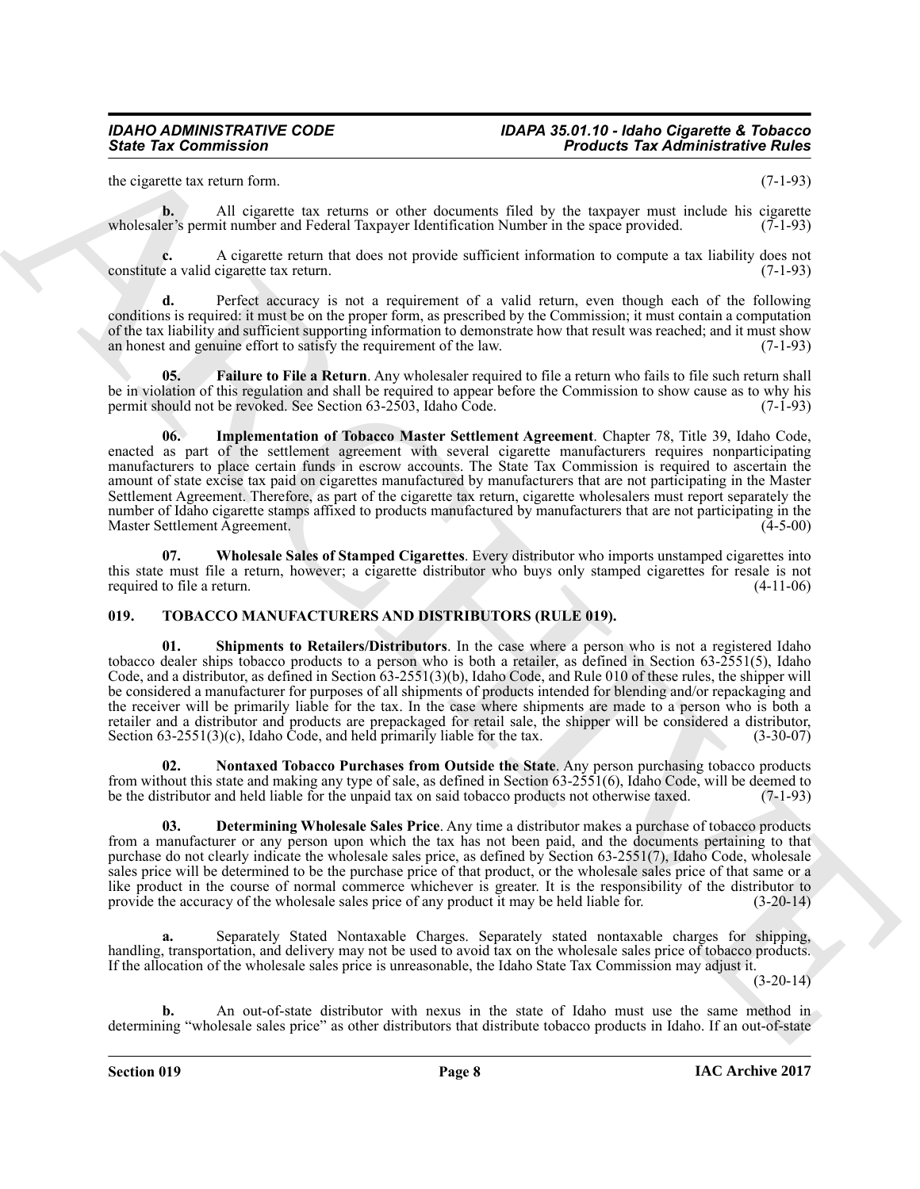the cigarette tax return form. (7-1-93)

**b.** All cigarette tax returns or other documents filed by the taxpayer must include his cigarette wholesaler's permit number and Federal Taxpayer Identification Number in the space provided. (7-1-93)

**c.** A cigarette return that does not provide sufficient information to compute a tax liability does not constitute a valid cigarette tax return. (7-1-93)

**d.** Perfect accuracy is not a requirement of a valid return, even though each of the following conditions is required: it must be on the proper form, as prescribed by the Commission; it must contain a computation of the tax liability and sufficient supporting information to demonstrate how that result was reached; and it must show an honest and genuine effort to satisfy the requirement of the law. (7-1-93)

**05. Failure to File a Return**. Any wholesaler required to file a return who fails to file such return shall be in violation of this regulation and shall be required to appear before the Commission to show cause as to why his permit should not be revoked. See Section 63-2503, Idaho Code. (7-1-93)

**06. Implementation of Tobacco Master Settlement Agreement**. Chapter 78, Title 39, Idaho Code, enacted as part of the settlement agreement with several cigarette manufacturers requires nonparticipating manufacturers to place certain funds in escrow accounts. The State Tax Commission is required to ascertain the amount of state excise tax paid on cigarettes manufactured by manufacturers that are not participating in the Master Settlement Agreement. Therefore, as part of the cigarette tax return, cigarette wholesalers must report separately the number of Idaho cigarette stamps affixed to products manufactured by manufacturers that are not participating in the Master Settlement Agreement. (4-5-00)

**07. Wholesale Sales of Stamped Cigarettes**. Every distributor who imports unstamped cigarettes into this state must file a return, however; a cigarette distributor who buys only stamped cigarettes for resale is not required to file a return. (4-11-06)

## 019. TOBACCO MANUFACTURERS AND DISTRIBUTORS (RULE 019).

**01. Shipments to Retailers/Distributors**. In the case where a person who is not a registered Idaho tobacco dealer ships tobacco products to a person who is both a retailer, as defined in Section 63-2551(5), Idaho Code, and a distributor, as defined in Section 63-2551(3)(b), Idaho Code, and Rule 010 of these rules, the shipper will be considered a manufacturer for purposes of all shipments of products intended for blending and/or repackaging and the receiver will be primarily liable for the tax. In the case where shipments are made to a person who is both a retailer and a distributor and products are prepackaged for retail sale, the shipper will be considered a distributor, Section 63-2551(3)(c), Idaho Code, and held primarily liable for the tax. (3-30-07)

**02. Nontaxed Tobacco Purchases from Outside the State**. Any person purchasing tobacco products from without this state and making any type of sale, as defined in Section 63-2551(6), Idaho Code, will be deemed to be the distributor and held liable for the unpaid tax on said tobacco products not otherwise taxed. (7-1-93)

**03. Determining Wholesale Sales Price**. Any time a distributor makes a purchase of tobacco products from a manufacturer or any person upon which the tax has not been paid, and the documents pertaining to that purchase do not clearly indicate the wholesale sales price, as defined by Section 63-2551(7), Idaho Code, wholesale sales price will be determined to be the purchase price of that product, or the wholesale sales price of that same or a like product in the course of normal commerce whichever is greater. It is the responsibility of the distributor to provide the accuracy of the wholesale sales price of any product it may be held liable for. (3-20-14)

**a.** Separately Stated Nontaxable Charges. Separately stated nontaxable charges for shipping, handling, transportation, and delivery may not be used to avoid tax on the wholesale sales price of tobacco products. If the allocation of the wholesale sales price is unreasonable, the Idaho State Tax Commission may adjust it. (3-20-14)

**b.** An out-of-state distributor with nexus in the state of Idaho must use the same method in determining "wholesale sales price" as other distributors that distribute tobacco products in Idaho. If an out-of-state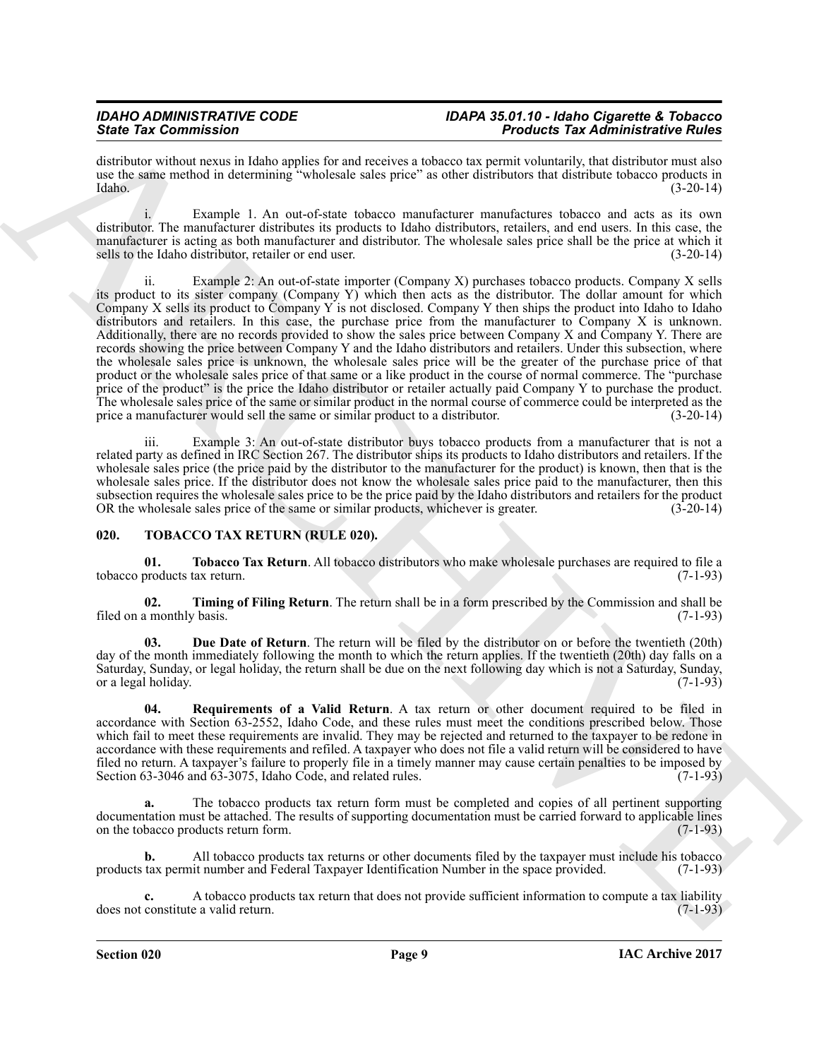distributor without nexus in Idaho applies for and receives a tobacco tax permit voluntarily, that distributor must also use the same method in determining "wholesale sales price" as other distributors that distribute tobacco products in Idaho. (3-20-14)

i. Example 1. An out-of-state tobacco manufacturer manufactures tobacco and acts as its own distributor. The manufacturer distributes its products to Idaho distributors, retailers, and end users. In this case, the manufacturer is acting as both manufacturer and distributor. The wholesale sales price shall be the price at which it sells to the Idaho distributor, retailer or end user. (3-20-14)

ii. Example 2: An out-of-state importer (Company X) purchases tobacco products. Company X sells its product to its sister company (Company Y) which then acts as the distributor. The dollar amount for which Company X sells its product to Company Y is not disclosed. Company Y then ships the product into Idaho to Idaho distributors and retailers. In this case, the purchase price from the manufacturer to Company X is unknown. Additionally, there are no records provided to show the sales price between Company X and Company Y. There are records showing the price between Company Y and the Idaho distributors and retailers. Under this subsection, where the wholesale sales price is unknown, the wholesale sales price will be the greater of the purchase price of that product or the wholesale sales price of that same or a like product in the course of normal commerce. The "purchase price of the product" is the price the Idaho distributor or retailer actually paid Company Y to purchase the product. The wholesale sales price of the same or similar product in the normal course of commerce could be interpreted as the price a manufacturer would sell the same or similar product to a distributor. (3-20-14)

iii. Example 3: An out-of-state distributor buys tobacco products from a manufacturer that is not a related party as defined in IRC Section 267. The distributor ships its products to Idaho distributors and retailers. If the wholesale sales price (the price paid by the distributor to the manufacturer for the product) is known, then that is the wholesale sales price. If the distributor does not know the wholesale sales price paid to the manufacturer, then this subsection requires the wholesale sales price to be the price paid by the Idaho distributors and retailers for the product OR the wholesale sales price of the same or similar products, whichever is greater. (3-20-14)

### 020. TOBACCO TAX RETURN (RULE 020).

**01. Tobacco Tax Return**. All tobacco distributors who make wholesale purchases are required to file a tobacco products tax return. (7-1-93)

**02. Timing of Filing Return**. The return shall be in a form prescribed by the Commission and shall be filed on a monthly basis. (7-1-93)

**03. Due Date of Return**. The return will be filed by the distributor on or before the twentieth (20th) day of the month immediately following the month to which the return applies. If the twentieth (20th) day falls on a Saturday, Sunday, or legal holiday, the return shall be due on the next following day which is not a Saturday, Sunday, or a legal holiday. (7-1-93)

**04. Requirements of a Valid Return**. A tax return or other document required to be filed in accordance with Section 63-2552, Idaho Code, and these rules must meet the conditions prescribed below. Those which fail to meet these requirements are invalid. They may be rejected and returned to the taxpayer to be redone in accordance with these requirements and refiled. A taxpayer who does not file a valid return will be considered to have filed no return. A taxpayer's failure to properly file in a timely manner may cause certain penalties to be imposed by Section 63-3046 and 63-3075, Idaho Code, and related rules. (7-1-93)

**a.** The tobacco products tax return form must be completed and copies of all pertinent supporting documentation must be attached. The results of supporting documentation must be carried forward to applicable lines on the tobacco products return form. (7-1-93)

**b.** All tobacco products tax returns or other documents filed by the taxpayer must include his tobacco products tax permit number and Federal Taxpayer Identification Number in the space provided. (7-1-93)

**c.** A tobacco products tax return that does not provide sufficient information to compute a tax liability does not constitute a valid return. (7-1-93)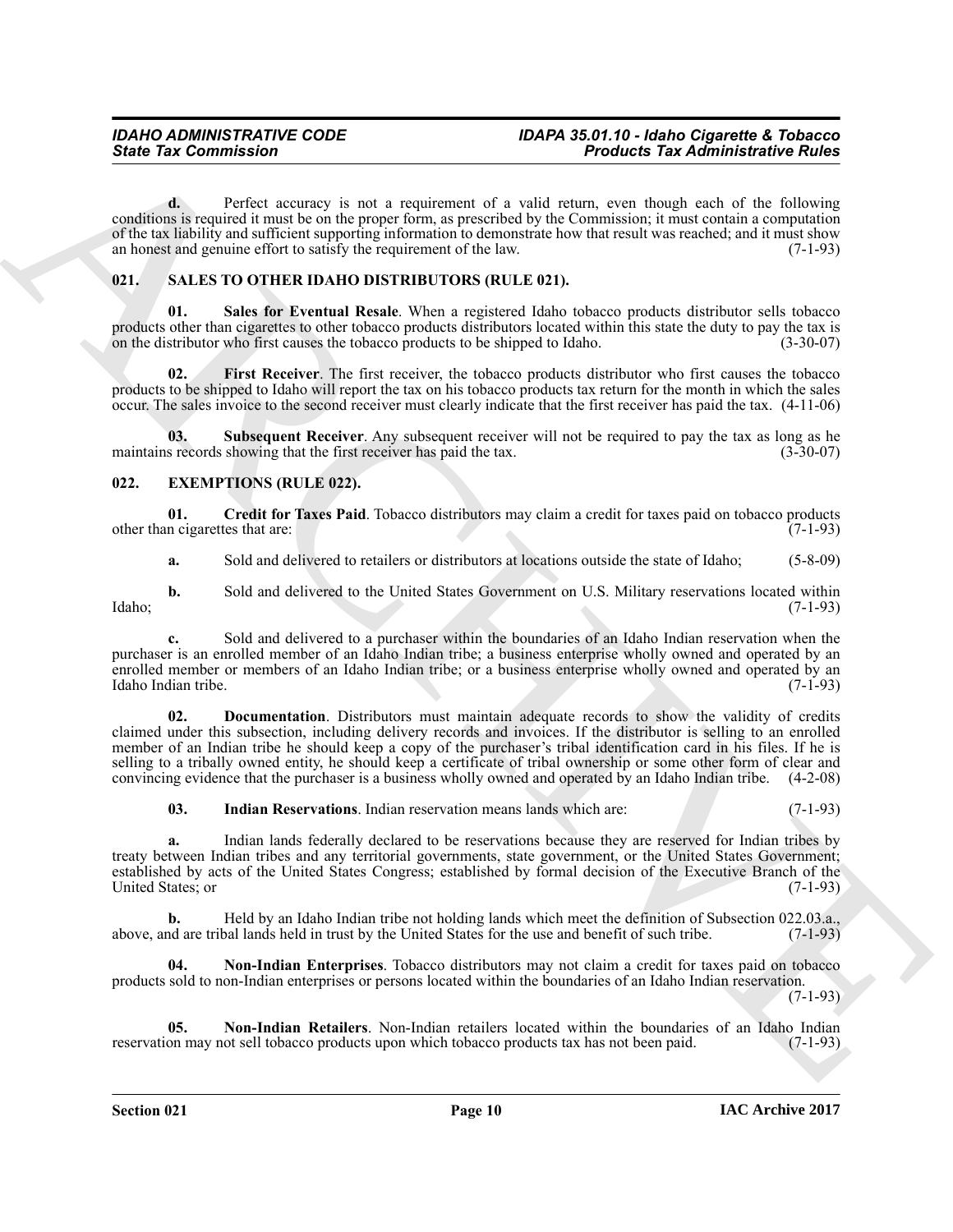**d.** Perfect accuracy is not a requirement of a valid return, even though each of the following conditions is required it must be on the proper form, as prescribed by the Commission; it must contain a computation of the tax liability and sufficient supporting information to demonstrate how that result was reached; and it must show an honest and genuine effort to satisfy the requirement of the law. (7-1-93)

## 021. SALES TO OTHER IDAHO DISTRIBUTORS (RULE 021).

**01. Sales for Eventual Resale**. When a registered Idaho tobacco products distributor sells tobacco products other than cigarettes to other tobacco products distributors located within this state the duty to pay the tax is on the distributor who first causes the tobacco products to be shipped to Idaho. (3-30-07)

**02. First Receiver**. The first receiver, the tobacco products distributor who first causes the tobacco products to be shipped to Idaho will report the tax on his tobacco products tax return for the month in which the sales occur. The sales invoice to the second receiver must clearly indicate that the first receiver has paid the tax. (4-11-06)

**03. Subsequent Receiver**. Any subsequent receiver will not be required to pay the tax as long as he maintains records showing that the first receiver has paid the tax. (3-30-07)

## 022. EXEMPTIONS (RULE 022).

**01. Credit for Taxes Paid**. Tobacco distributors may claim a credit for taxes paid on tobacco products other than cigarettes that are: (7-1-93)

**a.** Sold and delivered to retailers or distributors at locations outside the state of Idaho; (5-8-09)

**b.** Sold and delivered to the United States Government on U.S. Military reservations located within Idaho; (7-1-93)

**c.** Sold and delivered to a purchaser within the boundaries of an Idaho Indian reservation when the purchaser is an enrolled member of an Idaho Indian tribe; a business enterprise wholly owned and operated by an enrolled member or members of an Idaho Indian tribe; or a business enterprise wholly owned and operated by an Idaho Indian tribe. (7-1-93)

**02. Documentation**. Distributors must maintain adequate records to show the validity of credits claimed under this subsection, including delivery records and invoices. If the distributor is selling to an enrolled member of an Indian tribe he should keep a copy of the purchaser's tribal identification card in his files. If he is selling to a tribally owned entity, he should keep a certificate of tribal ownership or some other form of clear and convincing evidence that the purchaser is a business wholly owned and operated by an Idaho Indian tribe. (4-2-08)

**03. Indian Reservations**. Indian reservation means lands which are: (7-1-93)

**a.** Indian lands federally declared to be reservations because they are reserved for Indian tribes by treaty between Indian tribes and any territorial governments, state government, or the United States Government; established by acts of the United States Congress; established by formal decision of the Executive Branch of the United States; or (7-1-93)

**b.** Held by an Idaho Indian tribe not holding lands which meet the definition of Subsection 022.03.a., above, and are tribal lands held in trust by the United States for the use and benefit of such tribe. (7-1-93)

**04. Non-Indian Enterprises**. Tobacco distributors may not claim a credit for taxes paid on tobacco products sold to non-Indian enterprises or persons located within the boundaries of an Idaho Indian reservation. (7-1-93)

**05. Non-Indian Retailers**. Non-Indian retailers located within the boundaries of an Idaho Indian reservation may not sell tobacco products upon which tobacco products tax has not been paid. (7-1-93)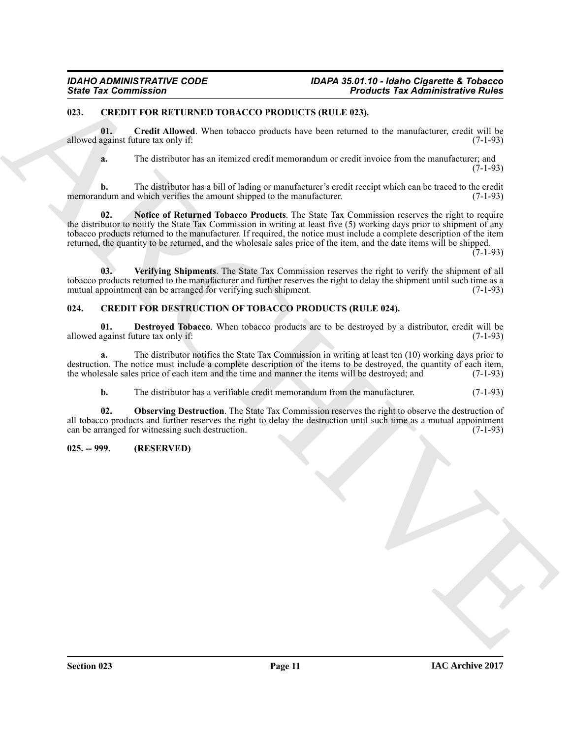## 023. CREDIT FOR RETURNED TOBACCO PRODUCTS (RULE 023).

**01. Credit Allowed**. When tobacco products have been returned to the manufacturer, credit will be allowed against future tax only if: (7-1-93)

**a.** The distributor has an itemized credit memorandum or credit invoice from the manufacturer; and (7-1-93)

**b.** The distributor has a bill of lading or manufacturer's credit receipt which can be traced to the credit memorandum and which verifies the amount shipped to the manufacturer. (7-1-93)

**02. Notice of Returned Tobacco Products**. The State Tax Commission reserves the right to require the distributor to notify the State Tax Commission in writing at least five (5) working days prior to shipment of any tobacco products returned to the manufacturer. If required, the notice must include a complete description of the item returned, the quantity to be returned, and the wholesale sales price of the item, and the date items will be shipped. (7-1-93)

**03. Verifying Shipments**. The State Tax Commission reserves the right to verify the shipment of all tobacco products returned to the manufacturer and further reserves the right to delay the shipment until such time as a mutual appointment can be arranged for verifying such shipment. (7-1-93)

## 024. CREDIT FOR DESTRUCTION OF TOBACCO PRODUCTS (RULE 024).

**01. Destroyed Tobacco**. When tobacco products are to be destroyed by a distributor, credit will be allowed against future tax only if: (7-1-93)

**a.** The distributor notifies the State Tax Commission in writing at least ten (10) working days prior to destruction. The notice must include a complete description of the items to be destroyed, the quantity of each item, the wholesale sales price of each item and the time and manner the items will be destroyed; and (7-1-93)

**b.** The distributor has a verifiable credit memorandum from the manufacturer. (7-1-93)

**02. Observing Destruction**. The State Tax Commission reserves the right to observe the destruction of all tobacco products and further reserves the right to delay the destruction until such time as a mutual appointment can be arranged for witnessing such destruction. (7-1-93)

## 025. -- 999. (RESERVED)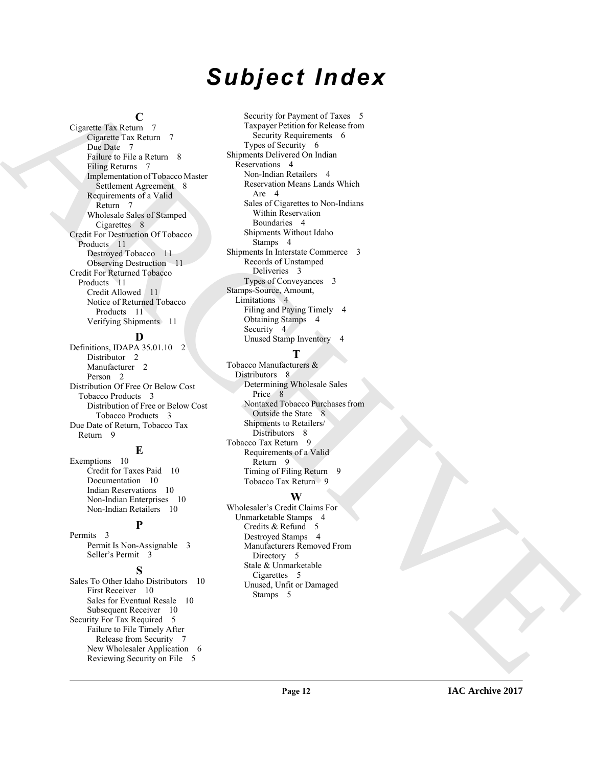# Subject Index

**C**

Cigarette Tax Return 7
- Cigarette Tax Return 7
- Due Date 7
- Failure to File a Return 8
- Filing Returns 7
- Implementation of Tobacco Master Settlement Agreement 8
- Requirements of a Valid Return 7
- Wholesale Sales of Stamped Cigarettes 8

Credit For Destruction Of Tobacco Products 11
- Destroyed Tobacco 11
- Observing Destruction 11

Credit For Returned Tobacco Products 11
- Credit Allowed 11
- Notice of Returned Tobacco Products 11
- Verifying Shipments 11

**D**

Definitions, IDAPA 35.01.10 2
- Distributor 2
- Manufacturer 2
- Person 2

Distribution Of Free Or Below Cost Tobacco Products 3
- Distribution of Free or Below Cost Tobacco Products 3

Due Date of Return, Tobacco Tax Return 9

**E**

Exemptions 10
- Credit for Taxes Paid 10
- Documentation 10
- Indian Reservations 10
- Non-Indian Enterprises 10
- Non-Indian Retailers 10

**P**

Permits 3
- Permit Is Non-Assignable 3
- Seller's Permit 3

**S**

Sales To Other Idaho Distributors 10
- First Receiver 10
- Sales for Eventual Resale 10
- Subsequent Receiver 10

Security For Tax Required 5
- Failure to File Timely After Release from Security 7
- New Wholesaler Application 6
- Reviewing Security on File 5
- Security for Payment of Taxes 5
- Taxpayer Petition for Release from Security Requirements 6
- Types of Security 6

Shipments Delivered On Indian Reservations 4
- Non-Indian Retailers 4
- Reservation Means Lands Which Are 4
- Sales of Cigarettes to Non-Indians Within Reservation Boundaries 4
- Shipments Without Idaho Stamps 4

Shipments In Interstate Commerce 3
- Records of Unstamped Deliveries 3
- Types of Conveyances 3

Stamps-Source, Amount, Limitations 4
- Filing and Paying Timely 4
- Obtaining Stamps 4
- Security 4
- Unused Stamp Inventory 4

**T**

Tobacco Manufacturers & Distributors 8
- Determining Wholesale Sales Price 8
- Nontaxed Tobacco Purchases from Outside the State 8
- Shipments to Retailers/ Distributors 8

Tobacco Tax Return 9
- Requirements of a Valid Return 9
- Timing of Filing Return 9
- Tobacco Tax Return 9

**W**

Wholesaler's Credit Claims For Unmarketable Stamps 4
- Credits & Refund 5
- Destroyed Stamps 4
- Manufacturers Removed From Directory 5
- Stale & Unmarketable Cigarettes 5
- Unused, Unfit or Damaged Stamps 5